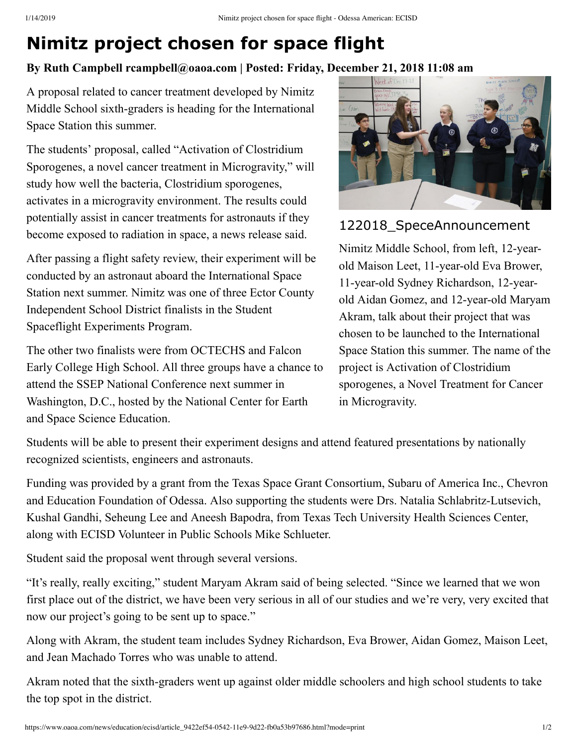# Nimitz project chosen for space flight

**By Ruth Campbell rcampbell@oaoa.com | Posted: Friday, December 21, 2018 11:08 am**

A proposal related to cancer treatment developed by Nimitz Middle School sixth-graders is heading for the International Space Station this summer.

The students' proposal, called "Activation of Clostridium Sporogenes, a novel cancer treatment in Microgravity," will study how well the bacteria, Clostridium sporogenes, activates in a microgravity environment. The results could potentially assist in cancer treatments for astronauts if they become exposed to radiation in space, a news release said.

After passing a flight safety review, their experiment will be conducted by an astronaut aboard the International Space Station next summer. Nimitz was one of three Ector County Independent School District finalists in the Student Spaceflight Experiments Program.

The other two finalists were from OCTECHS and Falcon Early College High School. All three groups have a chance to attend the SSEP National Conference next summer in Washington, D.C., hosted by the National Center for Earth and Space Science Education.

122018_SpeceAnnouncement

Nimitz Middle School, from left, 12-year-old Maison Leet, 11-year-old Eva Brower, 11-year-old Sydney Richardson, 12-year-old Aidan Gomez, and 12-year-old Maryam Akram, talk about their project that was chosen to be launched to the International Space Station this summer. The name of the project is Activation of Clostridium sporogenes, a Novel Treatment for Cancer in Microgravity.

Students will be able to present their experiment designs and attend featured presentations by nationally recognized scientists, engineers and astronauts.

Funding was provided by a grant from the Texas Space Grant Consortium, Subaru of America Inc., Chevron and Education Foundation of Odessa. Also supporting the students were Drs. Natalia Schlabritz-Lutsevich, Kushal Gandhi, Seheung Lee and Aneesh Bapodra, from Texas Tech University Health Sciences Center, along with ECISD Volunteer in Public Schools Mike Schlueter.

Student said the proposal went through several versions.

"It's really, really exciting," student Maryam Akram said of being selected. "Since we learned that we won first place out of the district, we have been very serious in all of our studies and we're very, very excited that now our project's going to be sent up to space."

Along with Akram, the student team includes Sydney Richardson, Eva Brower, Aidan Gomez, Maison Leet, and Jean Machado Torres who was unable to attend.

Akram noted that the sixth-graders went up against older middle schoolers and high school students to take the top spot in the district.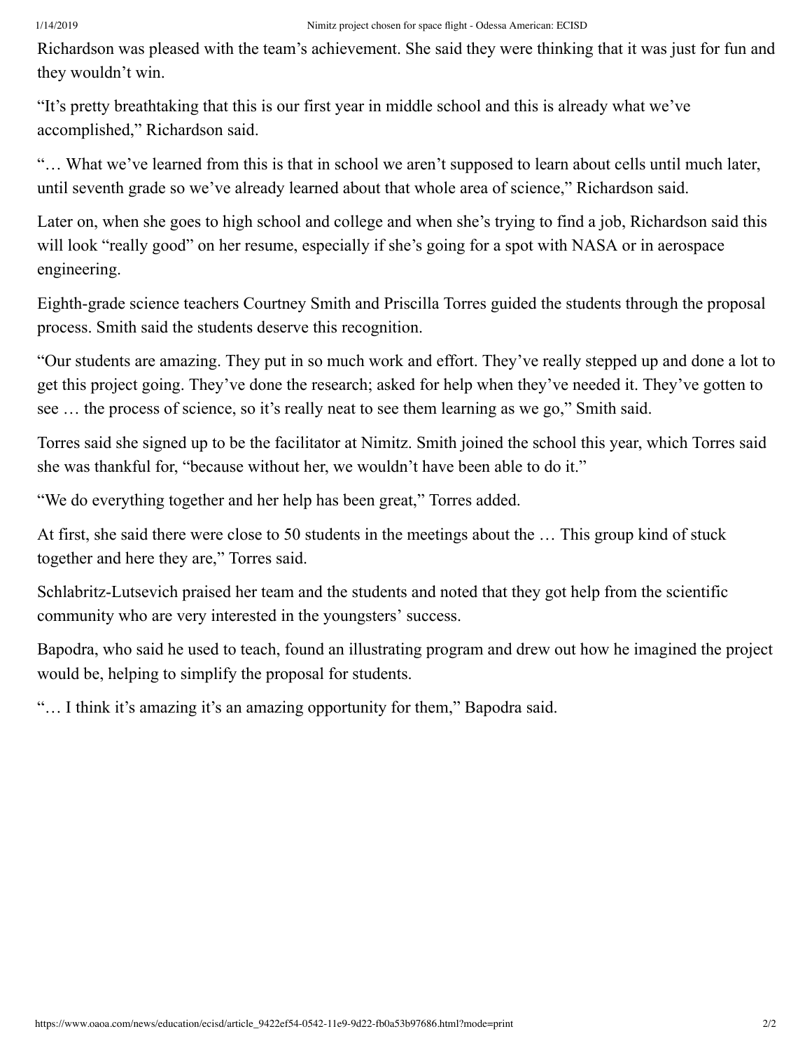Richardson was pleased with the team's achievement. She said they were thinking that it was just for fun and they wouldn't win.

"It's pretty breathtaking that this is our first year in middle school and this is already what we've accomplished," Richardson said.

"… What we've learned from this is that in school we aren't supposed to learn about cells until much later, until seventh grade so we've already learned about that whole area of science," Richardson said.

Later on, when she goes to high school and college and when she's trying to find a job, Richardson said this will look "really good" on her resume, especially if she's going for a spot with NASA or in aerospace engineering.

Eighth-grade science teachers Courtney Smith and Priscilla Torres guided the students through the proposal process. Smith said the students deserve this recognition.

"Our students are amazing. They put in so much work and effort. They've really stepped up and done a lot to get this project going. They've done the research; asked for help when they've needed it. They've gotten to see … the process of science, so it's really neat to see them learning as we go," Smith said.

Torres said she signed up to be the facilitator at Nimitz. Smith joined the school this year, which Torres said she was thankful for, "because without her, we wouldn't have been able to do it."

"We do everything together and her help has been great," Torres added.

At first, she said there were close to 50 students in the meetings about the … This group kind of stuck together and here they are," Torres said.

Schlabritz-Lutsevich praised her team and the students and noted that they got help from the scientific community who are very interested in the youngsters' success.

Bapodra, who said he used to teach, found an illustrating program and drew out how he imagined the project would be, helping to simplify the proposal for students.

"… I think it's amazing it's an amazing opportunity for them," Bapodra said.